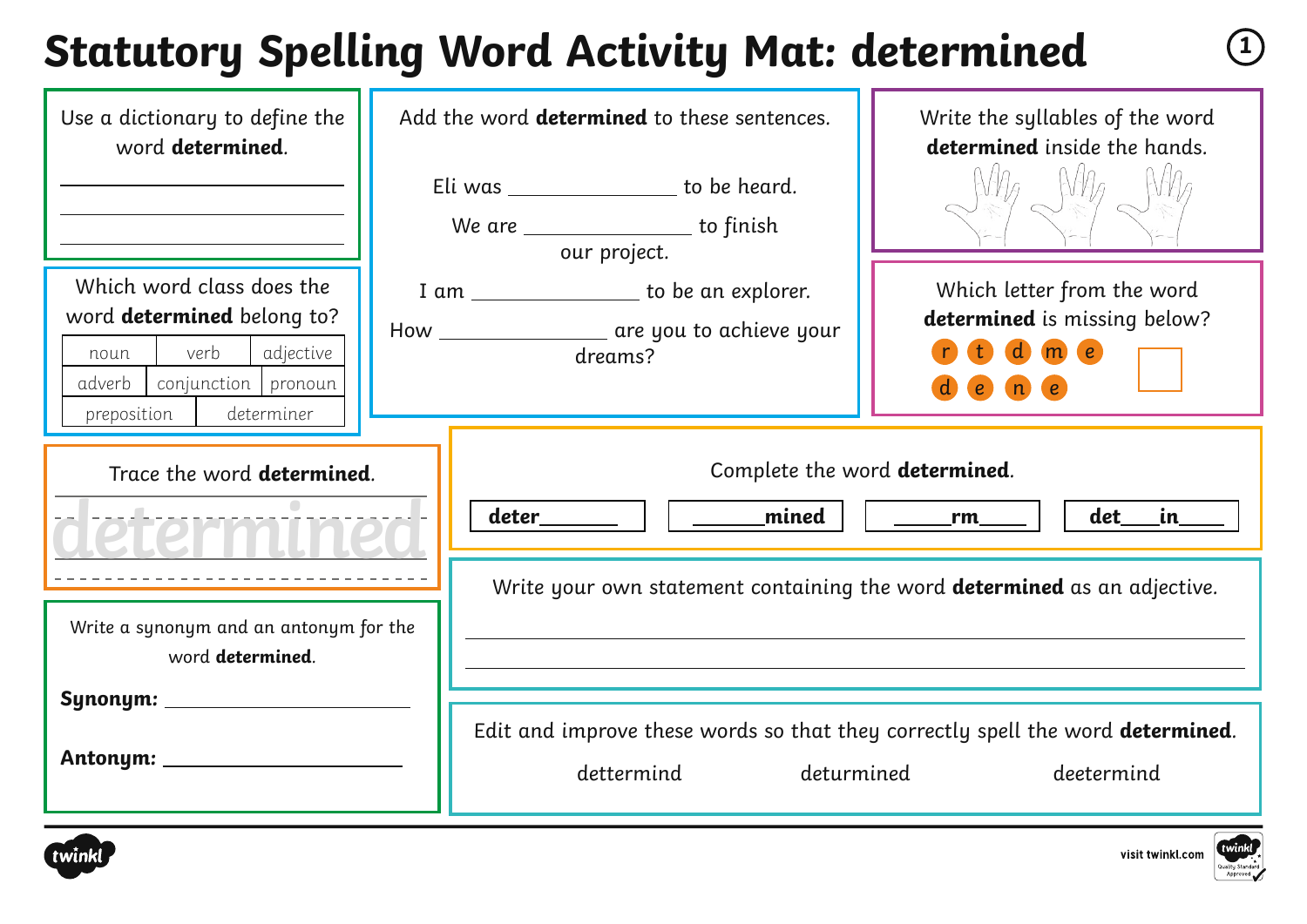# Statutory Spelling Word Activity Mat: determined

Use a dictionary to define the word **determined**.

\_\_\_\_\_\_\_\_\_\_\_\_\_\_\_\_\_\_\_\_\_\_\_\_\_\_\_\_

\_\_\_\_\_\_\_\_\_\_\_\_\_\_\_\_\_\_\_\_\_\_\_\_\_\_\_\_

\_\_\_\_\_\_\_\_\_\_\_\_\_\_\_\_\_\_\_\_\_\_\_\_\_\_\_\_

Which word class does the word **determined** belong to?

| noun | verb | adjective |
|---|---|---|
| adverb | conjunction | pronoun |
| preposition | determiner | |

Add the word **determined** to these sentences.

Eli was \_\_\_\_\_\_\_\_\_\_\_\_\_\_\_\_ to be heard.

We are \_\_\_\_\_\_\_\_\_\_\_\_\_\_\_\_ to finish our project.

I am \_\_\_\_\_\_\_\_\_\_\_\_\_\_\_\_ to be an explorer.

How \_\_\_\_\_\_\_\_\_\_\_\_\_\_\_\_ are you to achieve your dreams?

Write the syllables of the word **determined** inside the hands.

Which letter from the word **determined** is missing below?

r t d m e
d e n e

Trace the word **determined**.

determined

Complete the word **determined**.

| **deter\_\_\_\_\_\_** | **\_\_\_\_\_\_mined** | **\_\_\_\_\_rm\_\_\_\_** | **det\_\_\_in\_\_\_\_** |
|---|---|---|---|

Write your own statement containing the word **determined** as an adjective.

\_\_\_\_\_\_\_\_\_\_\_\_\_\_\_\_\_\_\_\_\_\_\_\_\_\_\_\_\_\_\_\_\_\_\_\_\_\_\_\_\_\_\_\_\_\_\_\_\_\_\_\_\_\_\_\_

\_\_\_\_\_\_\_\_\_\_\_\_\_\_\_\_\_\_\_\_\_\_\_\_\_\_\_\_\_\_\_\_\_\_\_\_\_\_\_\_\_\_\_\_\_\_\_\_\_\_\_\_\_\_\_\_

Write a synonym and an antonym for the word **determined**.

**Synonym:** \_\_\_\_\_\_\_\_\_\_\_\_\_\_\_\_\_\_\_\_

**Antonym:** \_\_\_\_\_\_\_\_\_\_\_\_\_\_\_\_\_\_\_\_

Edit and improve these words so that they correctly spell the word **determined**.

dettermind deturmined deetermind

visit twinkl.com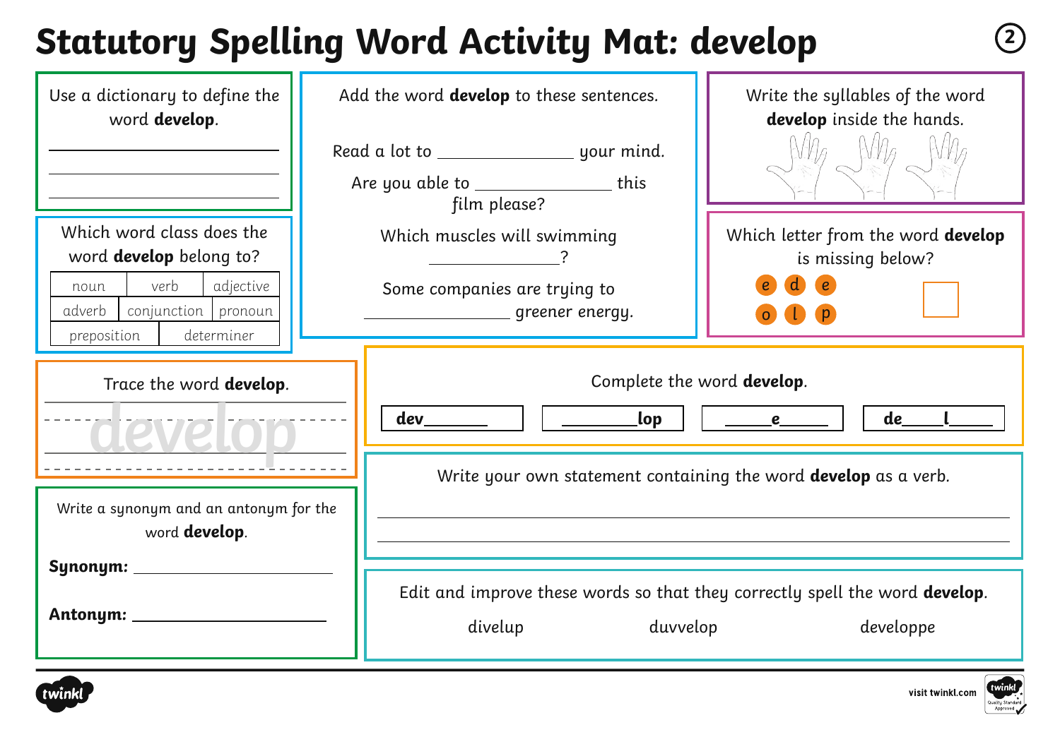# Statutory Spelling Word Activity Mat: develop

Use a dictionary to define the word **develop**.

___________________________

___________________________

___________________________

Which word class does the word **develop** belong to?

| noun | verb | adjective |
|---|---|---|
| adverb | conjunction | pronoun |
| preposition | determiner | |

Add the word **develop** to these sentences.

Read a lot to ______________ your mind.

Are you able to ______________ this film please?

Which muscles will swimming ______________?

Some companies are trying to ______________ greener energy.

Write the syllables of the word **develop** inside the hands.

Which letter from the word **develop** is missing below?

e d e

o l p

Trace the word **develop**.

develop

Complete the word **develop**.

| dev______ | ________lop | _____e_____ | de____l_____ |
|---|---|---|---|

Write a synonym and an antonym for the word **develop**.

**Synonym:** ______________

**Antonym:** ______________

Write your own statement containing the word **develop** as a verb.

___________________________________________

___________________________________________

Edit and improve these words so that they correctly spell the word **develop**.

divelup          duvvelop          developpe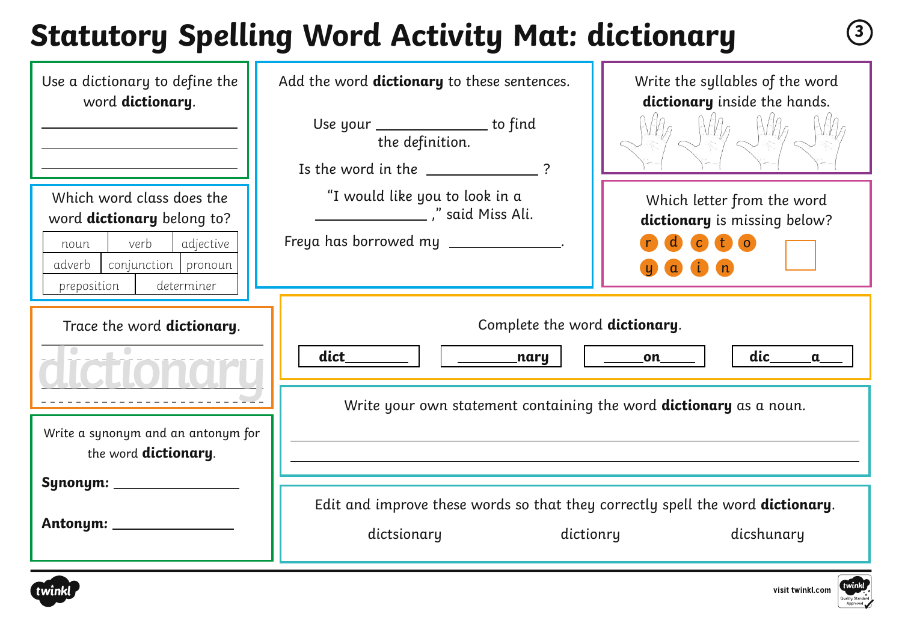# Statutory Spelling Word Activity Mat: dictionary

Use a dictionary to define the word **dictionary**.

\_\_\_\_\_\_\_\_\_\_\_\_\_\_\_\_\_\_\_\_\_\_\_\_\_\_\_\_

\_\_\_\_\_\_\_\_\_\_\_\_\_\_\_\_\_\_\_\_\_\_\_\_\_\_\_\_

\_\_\_\_\_\_\_\_\_\_\_\_\_\_\_\_\_\_\_\_\_\_\_\_\_\_\_\_

Add the word **dictionary** to these sentences.

Use your \_\_\_\_\_\_\_\_\_\_\_\_\_\_ to find the definition.

Is the word in the \_\_\_\_\_\_\_\_\_\_\_\_\_\_ ?

"I would like you to look in a \_\_\_\_\_\_\_\_\_\_\_\_\_\_ ," said Miss Ali.

Freya has borrowed my \_\_\_\_\_\_\_\_\_\_\_\_\_\_.

Write the syllables of the word **dictionary** inside the hands.

Which word class does the word **dictionary** belong to?

| noun | verb | adjective |
|---|---|---|
| adverb | conjunction | pronoun |
| preposition | determiner | |

Which letter from the word **dictionary** is missing below?

r d c t o
y a i n

Trace the word **dictionary**.

dictionary

Complete the word **dictionary**.

| **dict\_\_\_\_\_\_\_\_** | **\_\_\_\_\_\_\_\_nary** | **\_\_\_\_\_on\_\_\_\_\_** | **dic\_\_\_\_\_\_a\_\_\_** |
|---|---|---|---|

Write a synonym and an antonym for the word **dictionary**.

**Synonym:** \_\_\_\_\_\_\_\_\_\_\_\_\_\_\_\_

**Antonym:** \_\_\_\_\_\_\_\_\_\_\_\_\_\_\_\_

Write your own statement containing the word **dictionary** as a noun.

\_\_\_\_\_\_\_\_\_\_\_\_\_\_\_\_\_\_\_\_\_\_\_\_\_\_\_\_\_\_\_\_\_\_\_\_\_\_\_\_\_\_\_\_\_\_\_\_\_\_\_\_\_\_\_\_

\_\_\_\_\_\_\_\_\_\_\_\_\_\_\_\_\_\_\_\_\_\_\_\_\_\_\_\_\_\_\_\_\_\_\_\_\_\_\_\_\_\_\_\_\_\_\_\_\_\_\_\_\_\_\_\_

Edit and improve these words so that they correctly spell the word **dictionary**.

dictsionary     dictionry     dicshunary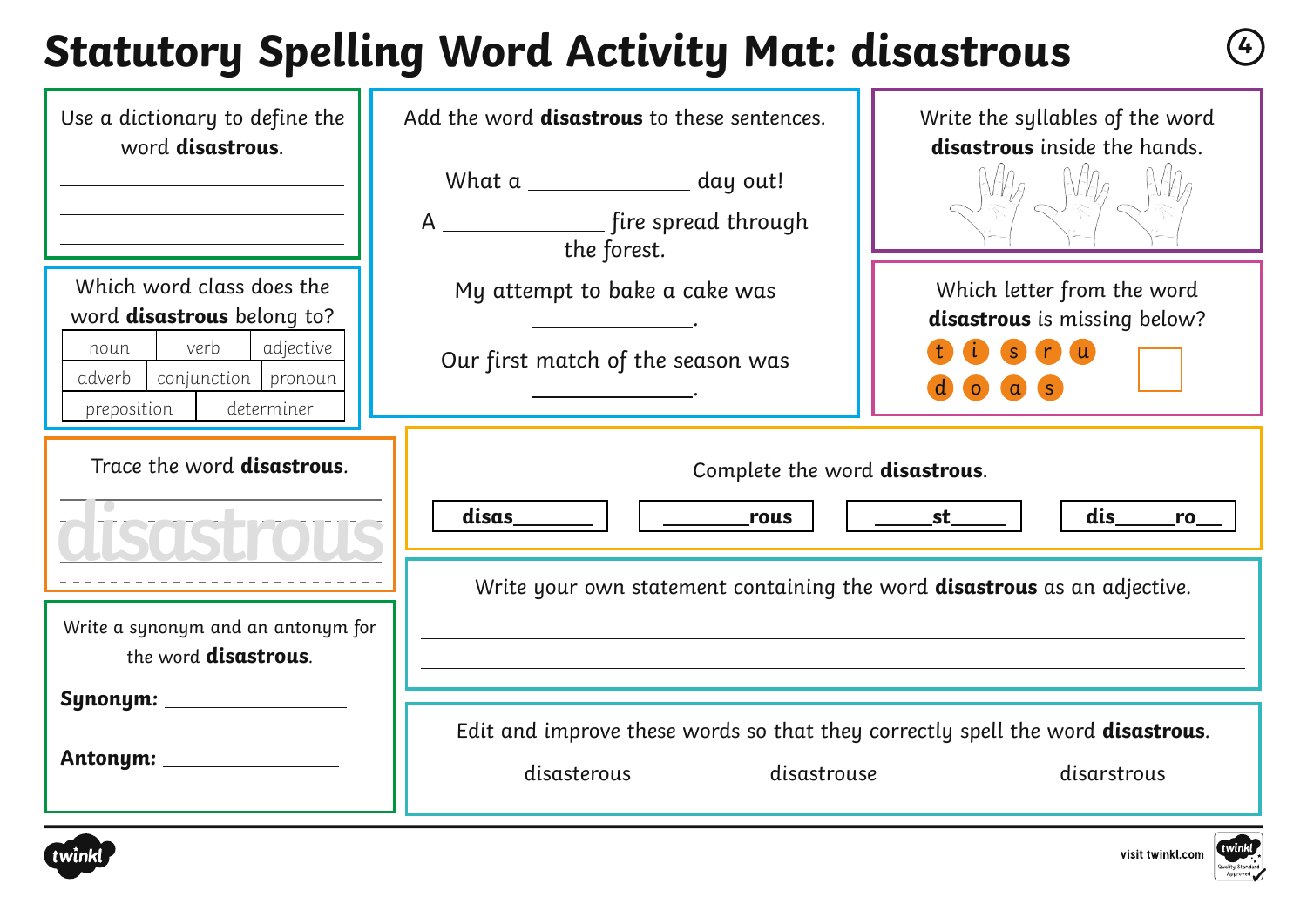# Statutory Spelling Word Activity Mat: disastrous

Use a dictionary to define the word **disastrous**.

______________________________

______________________________

______________________________

Which word class does the word **disastrous** belong to?

| noun | verb | adjective |
| --- | --- | --- |
| adverb | conjunction | pronoun |
| preposition | determiner | |

Trace the word **disastrous**.

disastrous

Write a synonym and an antonym for the word **disastrous**.

**Synonym:** ______________

**Antonym:** ______________

Add the word **disastrous** to these sentences.

What a ____________ day out!

A ____________ fire spread through the forest.

My attempt to bake a cake was ____________.

Our first match of the season was ____________.

Write the syllables of the word **disastrous** inside the hands.

Which letter from the word **disastrous** is missing below?

t i s r u d o a s

Complete the word **disastrous**.

| disas_______ | _______rous | _____st_____ | dis_____ro__ |
| --- | --- | --- | --- |

Write your own statement containing the word **disastrous** as an adjective.

______________________________________________________________

______________________________________________________________

Edit and improve these words so that they correctly spell the word **disastrous**.

disasterous disastrouse disarstrous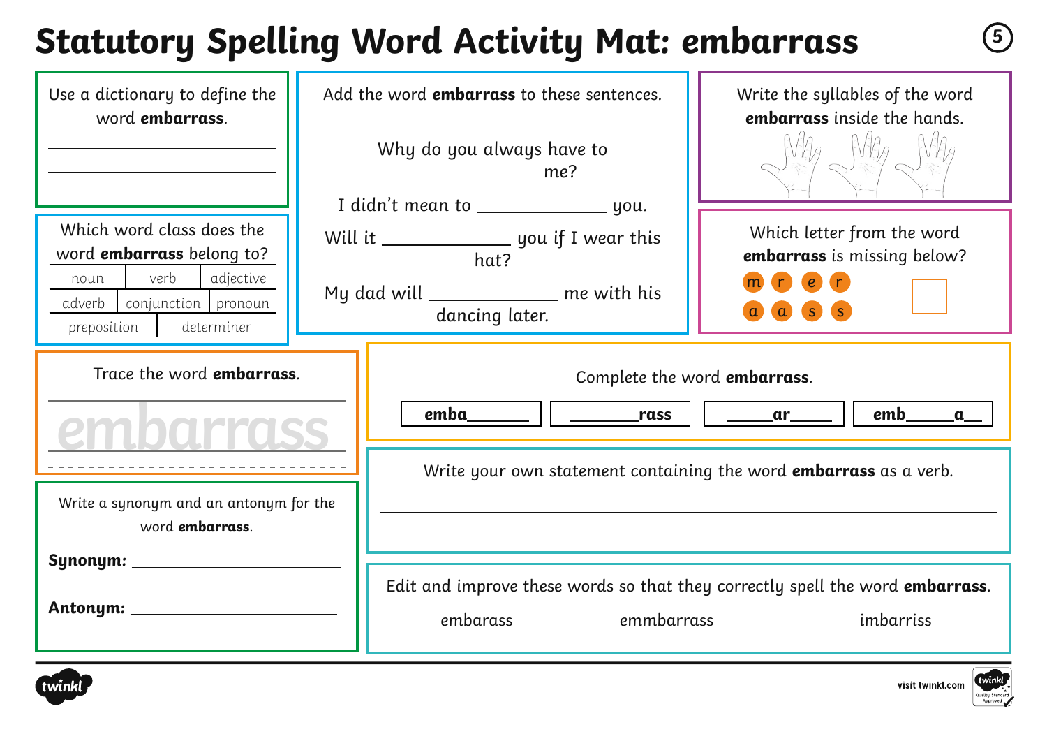# Statutory Spelling Word Activity Mat: embarrass

Use a dictionary to define the word **embarrass**.

___

___

___

Which word class does the word **embarrass** belong to?

| | | |
|---|---|---|
| noun | verb | adjective |
| adverb | conjunction | pronoun |
| preposition | determiner | |

Add the word **embarrass** to these sentences.

Why do you always have to ___ me?

I didn't mean to ___ you.

Will it ___ you if I wear this hat?

My dad will ___ me with his dancing later.

Write the syllables of the word **embarrass** inside the hands.

Which letter from the word **embarrass** is missing below?

m r e r
a a s s

Trace the word **embarrass**.

embarrass

Complete the word **embarrass**.

| | | | |
|---|---|---|---|
| **emba___** | **___rass** | **___ar___** | **emb___a__** |

Write a synonym and an antonym for the word **embarrass**.

**Synonym:** ___

**Antonym:** ___

Write your own statement containing the word **embarrass** as a verb.

___

___

Edit and improve these words so that they correctly spell the word **embarrass**.

embarass    emmbarrass    imbarriss